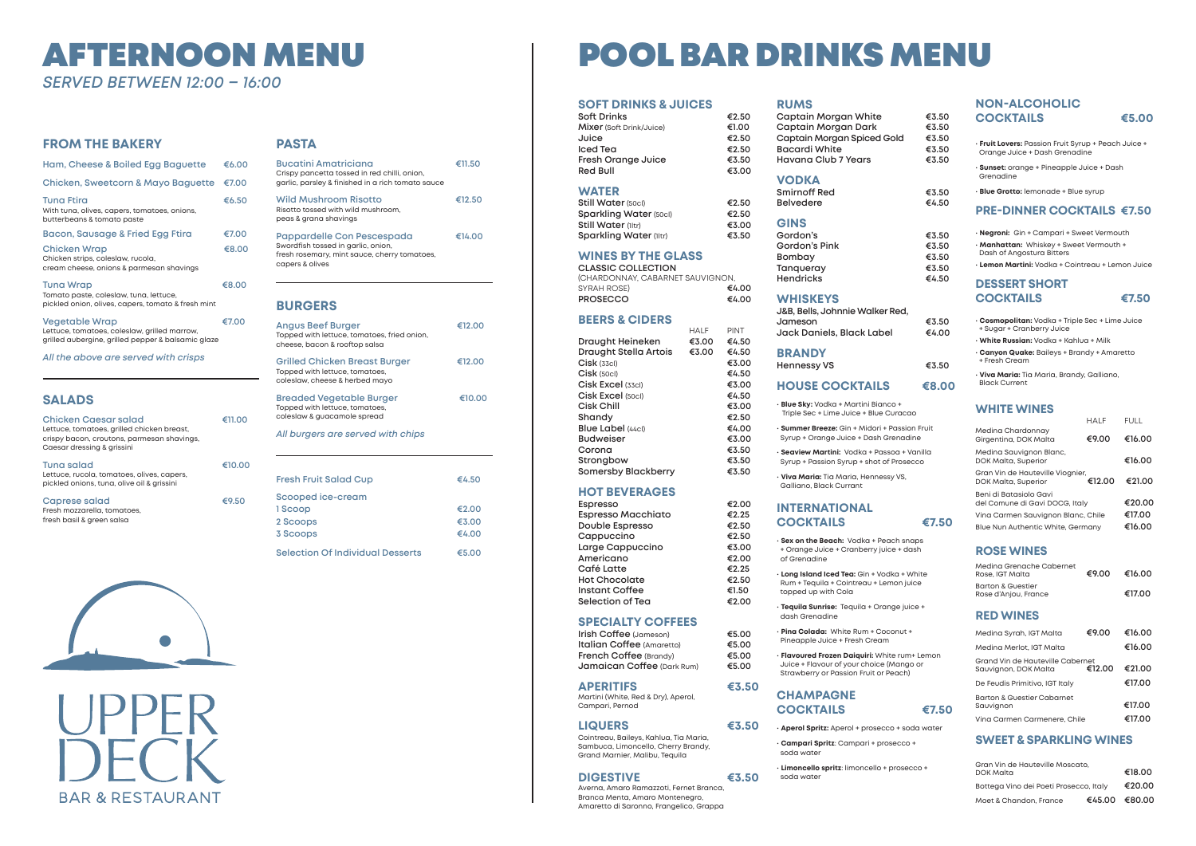# AFTERNOON MENU

*SERVED BETWEEN 12:00 – 16:00*

## FROM THE BAKERY

| Item | Price |
|---|---|
| Ham, Cheese & Boiled Egg Baguette | €6.00 |
| Chicken, Sweetcorn & Mayo Baguette | €7.00 |
| Tuna Ftira<br>With tuna, olives, capers, tomatoes, onions, butterbeans & tomato paste | €6.50 |
| Bacon, Sausage & Fried Egg Ftira | €7.00 |
| Chicken Wrap<br>Chicken strips, coleslaw, rucola, cream cheese, onions & parmesan shavings | €8.00 |
| Tuna Wrap<br>Tomato paste, coleslaw, tuna, lettuce, pickled onion, olives, capers, tomato & fresh mint | €8.00 |
| Vegetable Wrap<br>Lettuce, tomatoes, coleslaw, grilled marrow, grilled aubergine, grilled pepper & balsamic glaze | €7.00 |

*All the above are served with crisps*

## SALADS

| Item | Price |
|---|---|
| Chicken Caesar salad<br>Lettuce, tomatoes, grilled chicken breast, crispy bacon, croutons, parmesan shavings, Caesar dressing & grissini | €11.00 |
| Tuna salad<br>Lettuce, rucola, tomatoes, olives, capers, pickled onions, tuna, olive oil & grissini | €10.00 |
| Caprese salad<br>Fresh mozzarella, tomatoes, fresh basil & green salsa | €9.50 |

## PASTA

| Item | Price |
|---|---|
| Bucatini Amatriciana<br>Crispy pancetta tossed in red chilli, onion, garlic, parsley & finished in a rich tomato sauce | €11.50 |
| Wild Mushroom Risotto<br>Risotto tossed with wild mushroom, peas & grana shavings | €12.50 |
| Pappardelle Con Pescespada<br>Swordfish tossed in garlic, onion, fresh rosemary, mint sauce, cherry tomatoes, capers & olives | €14.00 |

## BURGERS

| Item | Price |
|---|---|
| Angus Beef Burger<br>Topped with lettuce, tomatoes, fried onion, cheese, bacon & rooftop salsa | €12.00 |
| Grilled Chicken Breast Burger<br>Topped with lettuce, tomatoes, coleslaw, cheese & herbed mayo | €12.00 |
| Breaded Vegetable Burger<br>Topped with lettuce, tomatoes, coleslaw & guacamole spread | €10.00 |

*All burgers are served with chips*

| Item | Price |
|---|---|
| Fresh Fruit Salad Cup | €4.50 |
| Scooped ice-cream | |
| 1 Scoop | €2.00 |
| 2 Scoops | €3.00 |
| 3 Scoops | €4.00 |
| Selection Of Individual Desserts | €5.00 |

UPPER DECK
BAR & RESTAURANT

# POOL BAR DRINKS MENU

## SOFT DRINKS & JUICES

| Item | Price |
|---|---|
| Soft Drinks | €2.50 |
| Mixer (Soft Drink/Juice) | €1.00 |
| Juice | €2.50 |
| Iced Tea | €2.50 |
| Fresh Orange Juice | €3.50 |
| Red Bull | €3.00 |

## WATER

| Item | Price |
|---|---|
| Still Water (50cl) | €2.50 |
| Sparkling Water (50cl) | €2.50 |
| Still Water (1ltr) | €3.00 |
| Sparkling Water (1ltr) | €3.50 |

## WINES BY THE GLASS

| Item | Price |
|---|---|
| CLASSIC COLLECTION (CHARDONNAY, CABARNET SAUVIGNON, SYRAH ROSE) | €4.00 |
| PROSECCO | €4.00 |

## BEERS & CIDERS

| Item | HALF | PINT |
|---|---|---|
| Draught Heineken | €3.00 | €4.50 |
| Draught Stella Artois | €3.00 | €4.50 |
| Cisk (33cl) | | €3.00 |
| Cisk (50cl) | | €4.50 |
| Cisk Excel (33cl) | | €3.00 |
| Cisk Excel (50cl) | | €4.50 |
| Cisk Chill | | €3.00 |
| Shandy | | €2.50 |
| Blue Label (44cl) | | €4.00 |
| Budweiser | | €3.00 |
| Corona | | €3.50 |
| Strongbow | | €3.50 |
| Somersby Blackberry | | €3.50 |

## HOT BEVERAGES

| Item | Price |
|---|---|
| Espresso | €2.00 |
| Espresso Macchiato | €2.25 |
| Double Espresso | €2.50 |
| Cappuccino | €2.50 |
| Large Cappuccino | €3.00 |
| Americano | €2.00 |
| Café Latte | €2.25 |
| Hot Chocolate | €2.50 |
| Instant Coffee | €1.50 |
| Selection of Tea | €2.00 |

## SPECIALTY COFFEES

| Item | Price |
|---|---|
| Irish Coffee (Jameson) | €5.00 |
| Italian Coffee (Amaretto) | €5.00 |
| French Coffee (Brandy) | €5.00 |
| Jamaican Coffee (Dark Rum) | €5.00 |

## APERITIFS €3.50

Martini (White, Red & Dry), Aperol, Campari, Pernod

## LIQUERS €3.50

Cointreau, Baileys, Kahlua, Tia Maria, Sambuca, Limoncello, Cherry Brandy, Grand Marnier, Malibu, Tequila

## DIGESTIVE €3.50

Averna, Amaro Ramazzoti, Fernet Branca, Branca Menta, Amaro Montenegro, Amaretto di Saronno, Frangelico, Grappa

## RUMS

| Item | Price |
|---|---|
| Captain Morgan White | €3.50 |
| Captain Morgan Dark | €3.50 |
| Captain Morgan Spiced Gold | €3.50 |
| Bacardi White | €3.50 |
| Havana Club 7 Years | €3.50 |

## VODKA

| Item | Price |
|---|---|
| Smirnoff Red | €3.50 |
| Belvedere | €4.50 |

## GINS

| Item | Price |
|---|---|
| Gordon's | €3.50 |
| Gordon's Pink | €3.50 |
| Bombay | €3.50 |
| Tanqueray | €3.50 |
| Hendricks | €4.50 |

## WHISKEYS

| Item | Price |
|---|---|
| J&B, Bells, Johnnie Walker Red, Jameson | €3.50 |
| Jack Daniels, Black Label | €4.00 |

## BRANDY

| Item | Price |
|---|---|
| Hennessy VS | €3.50 |

## HOUSE COCKTAILS €8.00

- **Blue Sky:** Vodka + Martini Bianco + Triple Sec + Lime Juice + Blue Curacao
- **Summer Breeze:** Gin + Midori + Passion Fruit Syrup + Orange Juice + Dash Grenadine
- **Seaview Martini:** Vodka + Passoa + Vanilla Syrup + Passion Syrup + shot of Prosecco
- **Viva Maria:** Tia Maria, Hennessy VS, Galliano, Black Currant

## INTERNATIONAL COCKTAILS €7.50

- **Sex on the Beach:** Vodka + Peach snaps + Orange Juice + Cranberry juice + dash of Grenadine
- **Long Island Iced Tea:** Gin + Vodka + White Rum + Tequila + Cointreau + Lemon juice topped up with Cola
- **Tequila Sunrise:** Tequila + Orange juice + dash Grenadine
- **Pina Colada:** White Rum + Coconut + Pineapple Juice + Fresh Cream
- **Flavoured Frozen Daiquiri:** White rum+ Lemon Juice + Flavour of your choice (Mango or Strawberry or Passion Fruit or Peach)

## CHAMPAGNE COCKTAILS €7.50

- **Aperol Spritz:** Aperol + prosecco + soda water
- **Campari Spritz**: Campari + prosecco + soda water
- **Limoncello spritz**: limoncello + prosecco + soda water

## NON-ALCOHOLIC COCKTAILS €5.00

- **Fruit Lovers:** Passion Fruit Syrup + Peach Juice + Orange Juice + Dash Grenadine
- **Sunset:** orange + Pineapple Juice + Dash Grenadine
- **Blue Grotto:** lemonade + Blue syrup

## PRE-DINNER COCKTAILS €7.50

- **Negroni:** Gin + Campari + Sweet Vermouth
- **Manhattan:** Whiskey + Sweet Vermouth + Dash of Angostura Bitters
- **Lemon Martini:** Vodka + Cointreau + Lemon Juice

## DESSERT SHORT COCKTAILS €7.50

- **Cosmopolitan:** Vodka + Triple Sec + Lime Juice + Sugar + Cranberry Juice
- **White Russian:** Vodka + Kahlua + Milk
- **Canyon Quake:** Baileys + Brandy + Amaretto + Fresh Cream
- **Viva Maria:** Tia Maria, Brandy, Galliano, Black Current

## WHITE WINES

| Wine | HALF | FULL |
|---|---|---|
| Medina Chardonnay Girgentina, DOK Malta | €9.00 | €16.00 |
| Medina Sauvignon Blanc, DOK Malta, Superior | | €16.00 |
| Gran Vin de Hauteville Viognier, DOK Malta, Superior | €12.00 | €21.00 |
| Beni di Batasiolo Gavi del Comune di Gavi DOCG, Italy | | €20.00 |
| Vina Carmen Sauvignon Blanc, Chile | | €17.00 |
| Blue Nun Authentic White, Germany | | €16.00 |

## ROSE WINES

| Wine | HALF | FULL |
|---|---|---|
| Medina Grenache Cabernet Rose, IGT Malta | €9.00 | €16.00 |
| Barton & Guestier Rose d'Anjou, France | | €17.00 |

## RED WINES

| Wine | HALF | FULL |
|---|---|---|
| Medina Syrah, IGT Malta | €9.00 | €16.00 |
| Medina Merlot, IGT Malta | | €16.00 |
| Grand Vin de Hauteville Cabernet Sauvignon, DOK Malta | €12.00 | €21.00 |
| De Feudis Primitivo, IGT Italy | | €17.00 |
| Barton & Guestier Cabarnet Sauvignon | | €17.00 |
| Vina Carmen Carmenere, Chile | | €17.00 |

## SWEET & SPARKLING WINES

| Wine | HALF | FULL |
|---|---|---|
| Gran Vin de Hauteville Moscato, DOK Malta | | €18.00 |
| Bottega Vino dei Poeti Prosecco, Italy | | €20.00 |
| Moet & Chandon, France | €45.00 | €80.00 |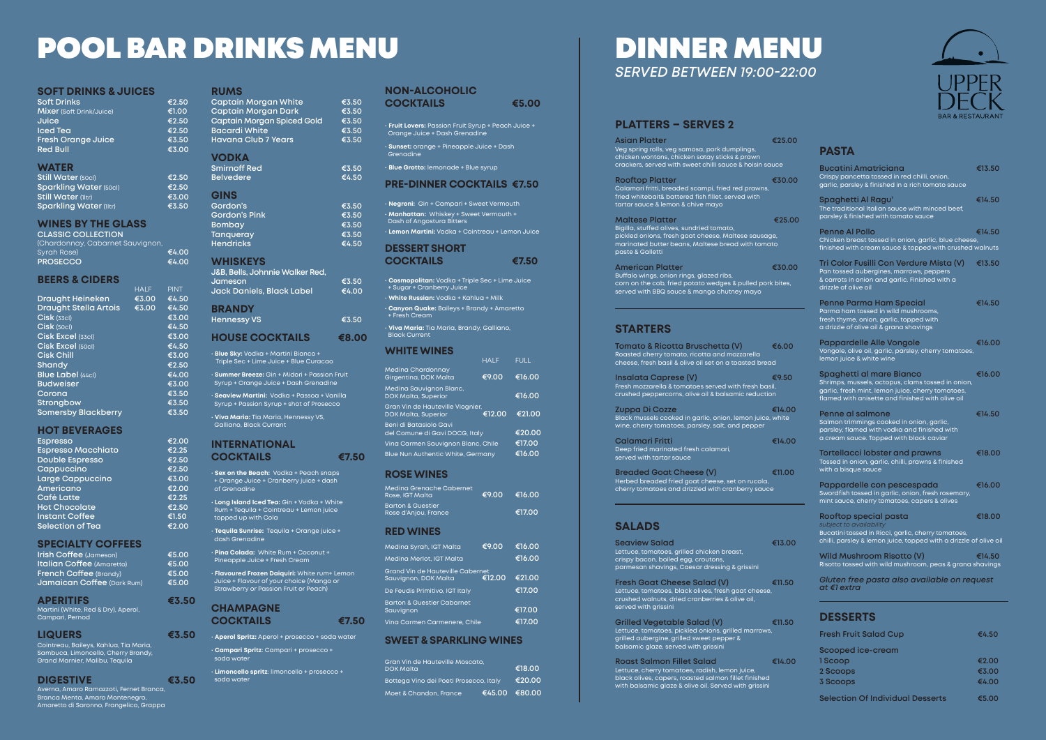# POOL BAR DRINKS MENU

## SOFT DRINKS & JUICES

| | |
|---|---|
| Soft Drinks | €2.50 |
| Mixer (Soft Drink/Juice) | €1.00 |
| Juice | €2.50 |
| Iced Tea | €2.50 |
| Fresh Orange Juice | €3.50 |
| Red Bull | €3.00 |

## WATER

| | |
|---|---|
| Still Water (50cl) | €2.50 |
| Sparkling Water (50cl) | €2.50 |
| Still Water (1ltr) | €3.00 |
| Sparkling Water (1ltr) | €3.50 |

## WINES BY THE GLASS

| | |
|---|---|
| CLASSIC COLLECTION (Chardonnay, Cabarnet Sauvignon, Syrah Rose) | €4.00 |
| PROSECCO | €4.00 |

## BEERS & CIDERS

| | HALF | PINT |
|---|---|---|
| Draught Heineken | €3.00 | €4.50 |
| Draught Stella Artois | €3.00 | €4.50 |
| Cisk (33cl) | | €3.00 |
| Cisk (50cl) | | €4.50 |
| Cisk Excel (33cl) | | €3.00 |
| Cisk Excel (50cl) | | €4.50 |
| Cisk Chill | | €3.00 |
| Shandy | | €2.50 |
| Blue Label (44cl) | | €4.00 |
| Budweiser | | €3.00 |
| Corona | | €3.50 |
| Strongbow | | €3.50 |
| Somersby Blackberry | | €3.50 |

## HOT BEVERAGES

| | |
|---|---|
| Espresso | €2.00 |
| Espresso Macchiato | €2.25 |
| Double Espresso | €2.50 |
| Cappuccino | €2.50 |
| Large Cappuccino | €3.00 |
| Americano | €2.00 |
| Café Latte | €2.25 |
| Hot Chocolate | €2.50 |
| Instant Coffee | €1.50 |
| Selection of Tea | €2.00 |

## SPECIALTY COFFEES

| | |
|---|---|
| Irish Coffee (Jameson) | €5.00 |
| Italian Coffee (Amaretto) | €5.00 |
| French Coffee (Brandy) | €5.00 |
| Jamaican Coffee (Dark Rum) | €5.00 |

## APERITIFS — €3.50

Martini (White, Red & Dry), Aperol, Campari, Pernod

## LIQUERS — €3.50

Cointreau, Baileys, Kahlua, Tia Maria, Sambuca, Limoncello, Cherry Brandy, Grand Marnier, Malibu, Tequila

## DIGESTIVE — €3.50

Averna, Amaro Ramazzoti, Fernet Branca, Branca Menta, Amaro Montenegro, Amaretto di Saronno, Frangelico, Grappa

## RUMS

| | |
|---|---|
| Captain Morgan White | €3.50 |
| Captain Morgan Dark | €3.50 |
| Captain Morgan Spiced Gold | €3.50 |
| Bacardi White | €3.50 |
| Havana Club 7 Years | €3.50 |

## VODKA

| | |
|---|---|
| Smirnoff Red | €3.50 |
| Belvedere | €4.50 |

## GINS

| | |
|---|---|
| Gordon's | €3.50 |
| Gordon's Pink | €3.50 |
| Bombay | €3.50 |
| Tanqueray | €3.50 |
| Hendricks | €4.50 |

## WHISKEYS

| | |
|---|---|
| J&B, Bells, Johnnie Walker Red, Jameson | €3.50 |
| Jack Daniels, Black Label | €4.00 |

## BRANDY

| | |
|---|---|
| Hennessy VS | €3.50 |

## HOUSE COCKTAILS — €8.00

- **Blue Sky:** Vodka + Martini Bianco + Triple Sec + Lime Juice + Blue Curacao
- **Summer Breeze:** Gin + Midori + Passion Fruit Syrup + Orange Juice + Dash Grenadine
- **Seaview Martini:** Vodka + Passoa + Vanilla Syrup + Passion Syrup + shot of Prosecco
- **Viva Maria:** Tia Maria, Hennessy VS, Galliano, Black Currant

## INTERNATIONAL COCKTAILS — €7.50

- **Sex on the Beach:** Vodka + Peach snaps + Orange Juice + Cranberry juice + dash of Grenadine
- **Long Island Iced Tea:** Gin + Vodka + White Rum + Tequila + Cointreau + Lemon juice topped up with Cola
- **Tequila Sunrise:** Tequila + Orange juice + dash Grenadine
- **Pina Colada:** White Rum + Coconut + Pineapple Juice + Fresh Cream
- **Flavoured Frozen Daiquiri:** White rum+ Lemon Juice + Flavour of your choice (Mango or Strawberry or Passion Fruit or Peach)

## CHAMPAGNE COCKTAILS — €7.50

- **Aperol Spritz:** Aperol + prosecco + soda water
- **Campari Spritz:** Campari + prosecco + soda water
- **Limoncello spritz:** limoncello + prosecco + soda water

## NON-ALCOHOLIC COCKTAILS — €5.00

- **Fruit Lovers:** Passion Fruit Syrup + Peach Juice + Orange Juice + Dash Grenadine
- **Sunset:** orange + Pineapple Juice + Dash Grenadine
- **Blue Grotto:** lemonade + Blue syrup

## PRE-DINNER COCKTAILS — €7.50

- **Negroni:** Gin + Campari + Sweet Vermouth
- **Manhattan:** Whiskey + Sweet Vermouth + Dash of Angostura Bitters
- **Lemon Martini:** Vodka + Cointreau + Lemon Juice

## DESSERT SHORT COCKTAILS — €7.50

- **Cosmopolitan:** Vodka + Triple Sec + Lime Juice + Sugar + Cranberry Juice
- **White Russian:** Vodka + Kahlua + Milk
- **Canyon Quake:** Baileys + Brandy + Amaretto + Fresh Cream
- **Viva Maria:** Tia Maria, Brandy, Galliano, Black Current

## WHITE WINES

| | HALF | FULL |
|---|---|---|
| Medina Chardonnay Girgentina, DOK Malta | €9.00 | €16.00 |
| Medina Sauvignon Blanc, DOK Malta, Superior | | €16.00 |
| Gran Vin de Hauteville Viognier, DOK Malta, Superior | €12.00 | €21.00 |
| Beni di Batasiolo Gavi del Comune di Gavi DOCG, Italy | | €20.00 |
| Vina Carmen Sauvignon Blanc, Chile | | €17.00 |
| Blue Nun Authentic White, Germany | | €16.00 |

## ROSE WINES

| | HALF | FULL |
|---|---|---|
| Medina Grenache Cabernet Rose, IGT Malta | €9.00 | €16.00 |
| Barton & Guestier Rose d'Anjou, France | | €17.00 |

## RED WINES

| | HALF | FULL |
|---|---|---|
| Medina Syrah, IGT Malta | €9.00 | €16.00 |
| Medina Merlot, IGT Malta | | €16.00 |
| Grand Vin de Hauteville Cabernet Sauvignon, DOK Malta | €12.00 | €21.00 |
| De Feudis Primitivo, IGT Italy | | €17.00 |
| Barton & Guestier Cabarnet Sauvignon | | €17.00 |
| Vina Carmen Carmenere, Chile | | €17.00 |

## SWEET & SPARKLING WINES

| | HALF | FULL |
|---|---|---|
| Gran Vin de Hauteville Moscato, DOK Malta | | €18.00 |
| Bottega Vino dei Poeti Prosecco, Italy | | €20.00 |
| Moet & Chandon, France | €45.00 | €80.00 |

# DINNER MENU

*SERVED BETWEEN 19:00-22:00*

UPPER DECK
BAR & RESTAURANT

## PLATTERS – SERVES 2

**Asian Platter** — €25.00
Veg spring rolls, veg samosa, pork dumplings, chicken wontons, chicken satay sticks & prawn crackers, served with sweet chilli sauce & hoisin sauce

**Rooftop Platter** — €30.00
Calamari fritti, breaded scampi, fried red prawns, fried whitebait& battered fish fillet, served with tartar sauce & lemon & chive mayo

**Maltese Platter** — €25.00
Bigilla, stuffed olives, sundried tomato, pickled onions, fresh goat cheese, Maltese sausage, marinated butter beans, Maltese bread with tomato paste & Galletti

**American Platter** — €30.00
Buffalo wings, onion rings, glazed ribs, corn on the cob, fried potato wedges & pulled pork bites, served with BBQ sauce & mango chutney mayo

## STARTERS

**Tomato & Ricotta Bruschetta (V)** — €6.00
Roasted cherry tomato, ricotta and mozzarella cheese, fresh basil & olive oil set on a toasted bread

**Insalata Caprese (V)** — €9.50
Fresh mozzarella & tomatoes served with fresh basil, crushed peppercorns, olive oil & balsamic reduction

**Zuppa Di Cozze** — €14.00
Black mussels cooked in garlic, onion, lemon juice, white wine, cherry tomatoes, parsley, salt, and pepper

**Calamari Fritti** — €14.00
Deep fried marinated fresh calamari, served with tartar sauce

**Breaded Goat Cheese (V)** — €11.00
Herbed breaded fried goat cheese, set on rucola, cherry tomatoes and drizzled with cranberry sauce

## SALADS

**Seaview Salad** — €13.00
Lettuce, tomatoes, grilled chicken breast, crispy bacon, boiled egg, croutons, parmesan shavings, Caesar dressing & grissini

**Fresh Goat Cheese Salad (V)** — €11.50
Lettuce, tomatoes, black olives, fresh goat cheese, crushed walnuts, dried cranberries & olive oil, served with grissini

**Grilled Vegetable Salad (V)** — €11.50
Lettuce, tomatoes, pickled onions, grilled marrows, grilled aubergine, grilled sweet pepper & balsamic glaze, served with grissini

**Roast Salmon Fillet Salad** — €14.00
Lettuce, cherry tomatoes, radish, lemon juice, black olives, capers, roasted salmon fillet finished with balsamic glaze & olive oil. Served with grissini

## PASTA

**Bucatini Amatriciana** — €13.50
Crispy pancetta tossed in red chilli, onion, garlic, parsley & finished in a rich tomato sauce

**Spaghetti Al Ragu'** — €14.50
The traditional Italian sauce with minced beef, parsley & finished with tomato sauce

**Penne Al Pollo** — €14.50
Chicken breast tossed in onion, garlic, blue cheese, finished with cream sauce & topped with crushed walnuts

**Tri Color Fusilli Con Verdure Mista (V)** — €13.50
Pan tossed aubergines, marrows, peppers & carrots in onion and garlic. Finished with a drizzle of olive oil

**Penne Parma Ham Special** — €14.50
Parma ham tossed in wild mushrooms, fresh thyme, onion, garlic, topped with a drizzle of olive oil & grana shavings

**Pappardelle Alle Vongole** — €16.00
Vongole, olive oil, garlic, parsley, cherry tomatoes, lemon juice & white wine

**Spaghetti al mare Bianco** — €16.00
Shrimps, mussels, octopus, clams tossed in onion, garlic, fresh mint, lemon juice, cherry tomatoes, flamed with anisette and finished with olive oil

**Penne al salmone** — €14.50
Salmon trimmings cooked in onion, garlic, parsley, flamed with vodka and finished with a cream sauce. Topped with black caviar

**Tortellacci lobster and prawns** — €18.00
Tossed in onion, garlic, chilli, prawns & finished with a bisque sauce

**Pappardelle con pescespada** — €16.00
Swordfish tossed in garlic, onion, fresh rosemary, mint sauce, cherry tomatoes, capers & olives

**Rooftop special pasta** — €18.00
*subject to availability*
Bucatini tossed in Ricci, garlic, cherry tomatoes, chilli, parsley & lemon juice, topped with a drizzle of olive oil

**Wild Mushroom Risotto (V)** — €14.50
Risotto tossed with wild mushroom, peas & grana shavings

*Gluten free pasta also available on request at €1 extra*

## DESSERTS

| | |
|---|---|
| Fresh Fruit Salad Cup | €4.50 |
| Scooped ice-cream | |
| 1 Scoop | €2.00 |
| 2 Scoops | €3.00 |
| 3 Scoops | €4.00 |
| Selection Of Individual Desserts | €5.00 |